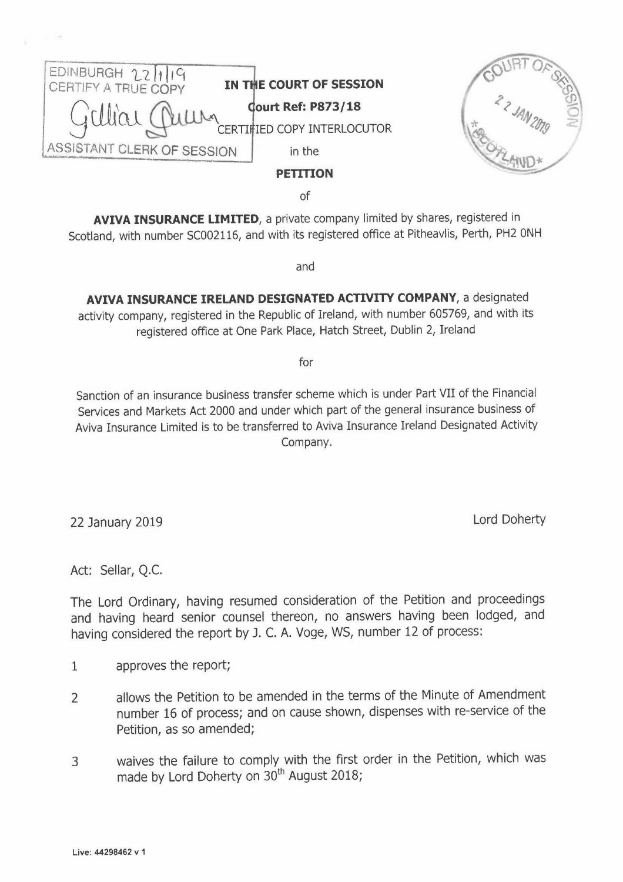EDINBURGH 22/1/19
CERTIFY A TRUE COPY
Gillian Quinn
ASSISTANT CLERK OF SESSION

COURT OF SESSION
22 JAN 2019
SCOTLAND

**IN THE COURT OF SESSION**

**Court Ref: P873/18**

CERTIFIED COPY INTERLOCUTOR

in the

**PETITION**

of

**AVIVA INSURANCE LIMITED**, a private company limited by shares, registered in Scotland, with number SC002116, and with its registered office at Pitheavlis, Perth, PH2 0NH

and

**AVIVA INSURANCE IRELAND DESIGNATED ACTIVITY COMPANY**, a designated activity company, registered in the Republic of Ireland, with number 605769, and with its registered office at One Park Place, Hatch Street, Dublin 2, Ireland

for

Sanction of an insurance business transfer scheme which is under Part VII of the Financial Services and Markets Act 2000 and under which part of the general insurance business of Aviva Insurance Limited is to be transferred to Aviva Insurance Ireland Designated Activity Company.

22 January 2019 Lord Doherty

Act: Sellar, Q.C.

The Lord Ordinary, having resumed consideration of the Petition and proceedings and having heard senior counsel thereon, no answers having been lodged, and having considered the report by J. C. A. Voge, WS, number 12 of process:

1 approves the report;

2 allows the Petition to be amended in the terms of the Minute of Amendment number 16 of process; and on cause shown, dispenses with re-service of the Petition, as so amended;

3 waives the failure to comply with the first order in the Petition, which was made by Lord Doherty on 30th August 2018;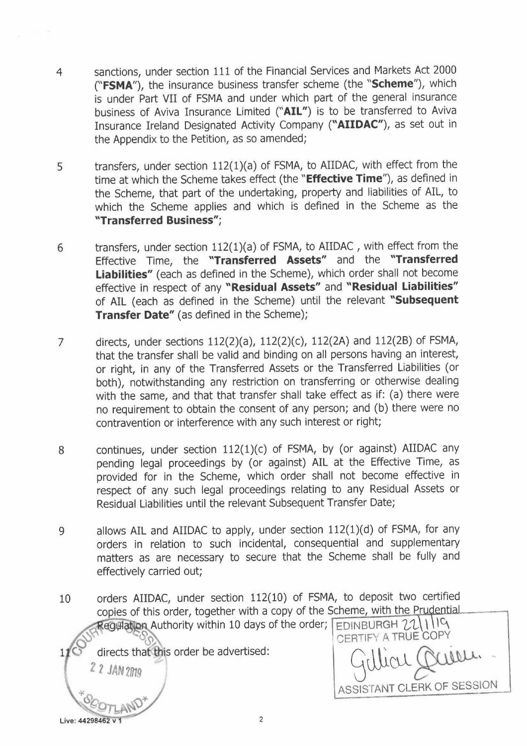4 sanctions, under section 111 of the Financial Services and Markets Act 2000 ("**FSMA**"), the insurance business transfer scheme (the "**Scheme**"), which is under Part VII of FSMA and under which part of the general insurance business of Aviva Insurance Limited ("**AIL**") is to be transferred to Aviva Insurance Ireland Designated Activity Company ("**AIIDAC**"), as set out in the Appendix to the Petition, as so amended;

5 transfers, under section 112(1)(a) of FSMA, to AIIDAC, with effect from the time at which the Scheme takes effect (the "**Effective Time**"), as defined in the Scheme, that part of the undertaking, property and liabilities of AIL, to which the Scheme applies and which is defined in the Scheme as the "**Transferred Business**";

6 transfers, under section 112(1)(a) of FSMA, to AIIDAC , with effect from the Effective Time, the "**Transferred Assets**" and the "**Transferred Liabilities**" (each as defined in the Scheme), which order shall not become effective in respect of any "**Residual Assets**" and "**Residual Liabilities**" of AIL (each as defined in the Scheme) until the relevant "**Subsequent Transfer Date**" (as defined in the Scheme);

7 directs, under sections 112(2)(a), 112(2)(c), 112(2A) and 112(2B) of FSMA, that the transfer shall be valid and binding on all persons having an interest, or right, in any of the Transferred Assets or the Transferred Liabilities (or both), notwithstanding any restriction on transferring or otherwise dealing with the same, and that that transfer shall take effect as if: (a) there were no requirement to obtain the consent of any person; and (b) there were no contravention or interference with any such interest or right;

8 continues, under section 112(1)(c) of FSMA, by (or against) AIIDAC any pending legal proceedings by (or against) AIL at the Effective Time, as provided for in the Scheme, which order shall not become effective in respect of any such legal proceedings relating to any Residual Assets or Residual Liabilities until the relevant Subsequent Transfer Date;

9 allows AIL and AIIDAC to apply, under section 112(1)(d) of FSMA, for any orders in relation to such incidental, consequential and supplementary matters as are necessary to secure that the Scheme shall be fully and effectively carried out;

10 orders AIIDAC, under section 112(10) of FSMA, to deposit two certified copies of this order, together with a copy of the Scheme, with the Prudential Regulation Authority within 10 days of the order;

11 directs that this order be advertised:

COURT OF SESSION 22 JAN 2019 SCOTLAND

EDINBURGH 22/1/19
CERTIFY A TRUE COPY
Gillian Quinn
ASSISTANT CLERK OF SESSION

Live: 44298462 v 1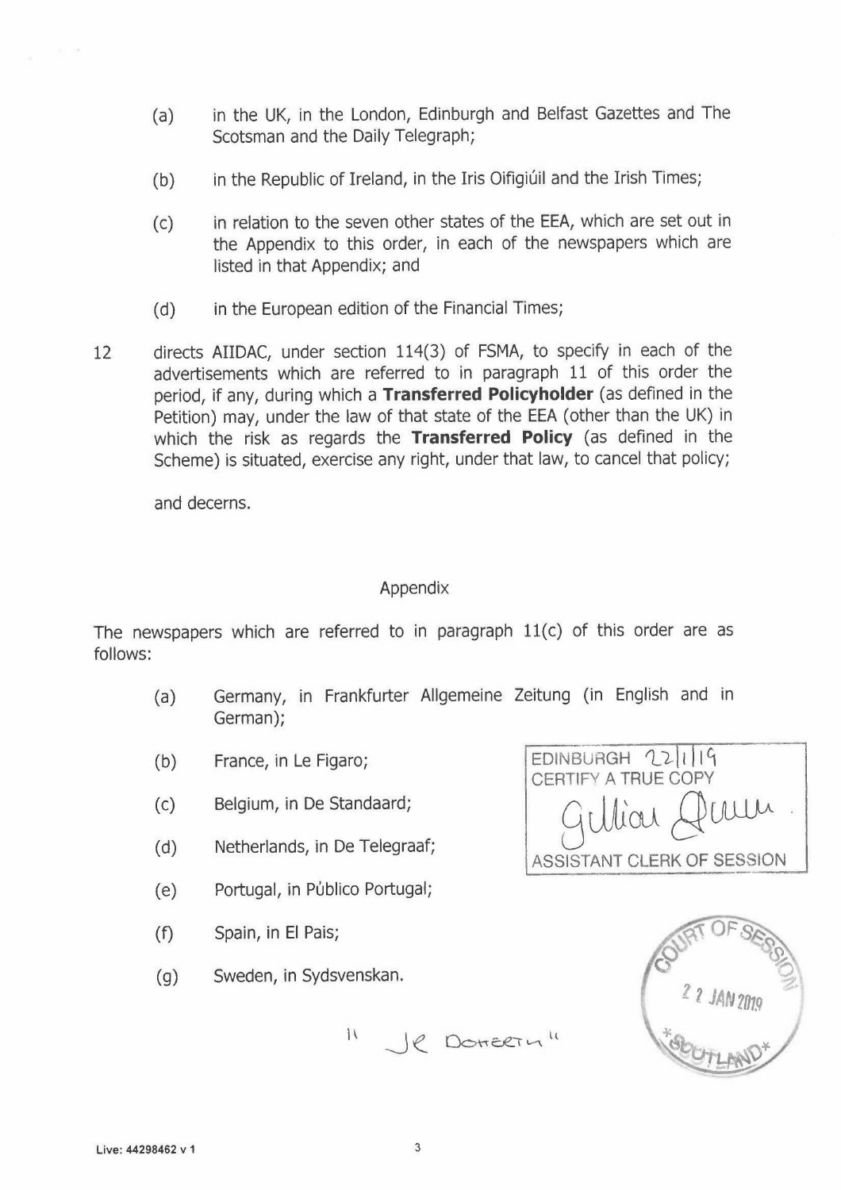(a) in the UK, in the London, Edinburgh and Belfast Gazettes and The Scotsman and the Daily Telegraph;

(b) in the Republic of Ireland, in the Iris Oifigiúil and the Irish Times;

(c) in relation to the seven other states of the EEA, which are set out in the Appendix to this order, in each of the newspapers which are listed in that Appendix; and

(d) in the European edition of the Financial Times;

12 directs AIIDAC, under section 114(3) of FSMA, to specify in each of the advertisements which are referred to in paragraph 11 of this order the period, if any, during which a **Transferred Policyholder** (as defined in the Petition) may, under the law of that state of the EEA (other than the UK) in which the risk as regards the **Transferred Policy** (as defined in the Scheme) is situated, exercise any right, under that law, to cancel that policy;

and decerns.

## Appendix

The newspapers which are referred to in paragraph 11(c) of this order are as follows:

(a) Germany, in Frankfurter Allgemeine Zeitung (in English and in German);

(b) France, in Le Figaro;

(c) Belgium, in De Standaard;

(d) Netherlands, in De Telegraaf;

(e) Portugal, in Pùblico Portugal;

(f) Spain, in El Pais;

(g) Sweden, in Sydsvenskan.

EDINBURGH 22/1/19
CERTIFY A TRUE COPY
Gillian Quinn
ASSISTANT CLERK OF SESSION

COURT OF SESSION
22 JAN 2019
SCOTLAND

"JE DOHERTY"

Live: 44298462 v 1